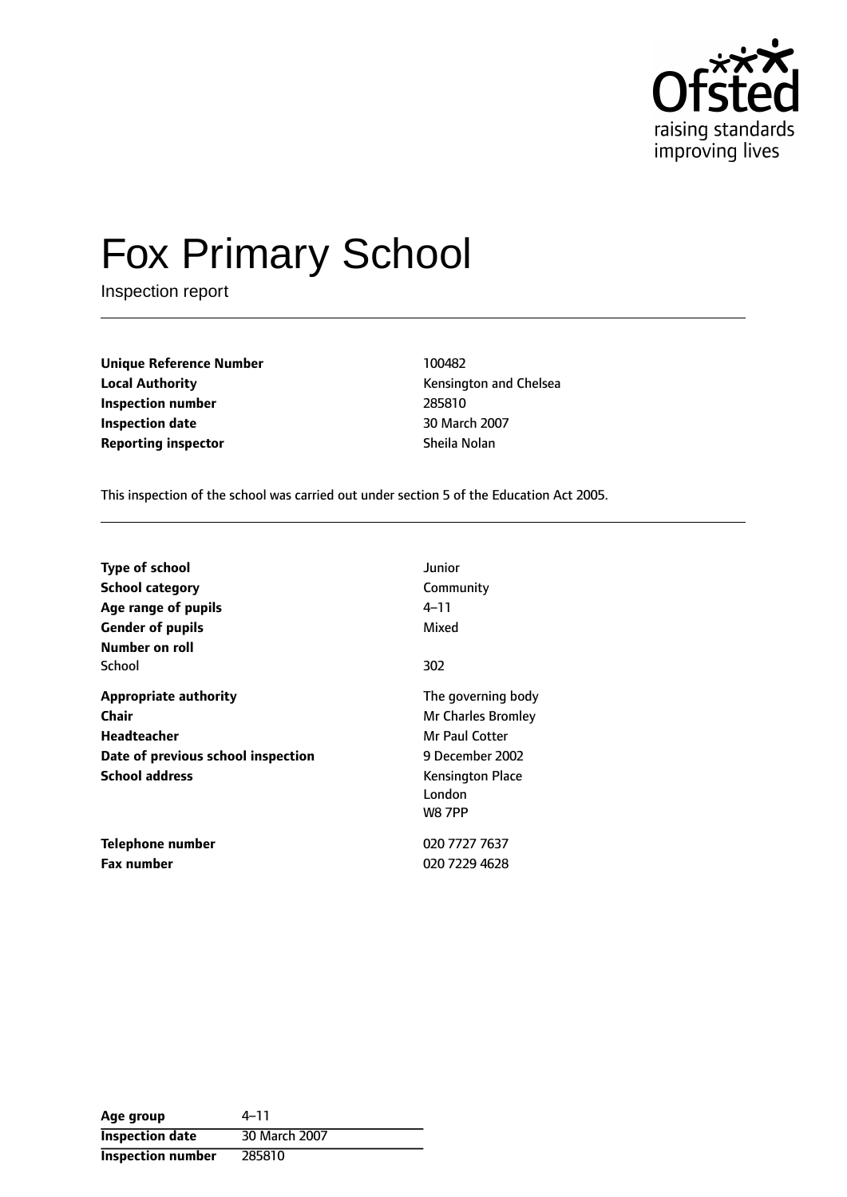# Fox Primary School

Inspection report

| | |
|---|---|
| **Unique Reference Number** | 100482 |
| **Local Authority** | Kensington and Chelsea |
| **Inspection number** | 285810 |
| **Inspection date** | 30 March 2007 |
| **Reporting inspector** | Sheila Nolan |

This inspection of the school was carried out under section 5 of the Education Act 2005.

| | |
|---|---|
| **Type of school** | Junior |
| **School category** | Community |
| **Age range of pupils** | 4–11 |
| **Gender of pupils** | Mixed |
| **Number on roll** | |
| School | 302 |
| **Appropriate authority** | The governing body |
| **Chair** | Mr Charles Bromley |
| **Headteacher** | Mr Paul Cotter |
| **Date of previous school inspection** | 9 December 2002 |
| **School address** | Kensington Place<br>London<br>W8 7PP |
| **Telephone number** | 020 7727 7637 |
| **Fax number** | 020 7229 4628 |

| | |
|---|---|
| **Age group** | 4–11 |
| **Inspection date** | 30 March 2007 |
| **Inspection number** | 285810 |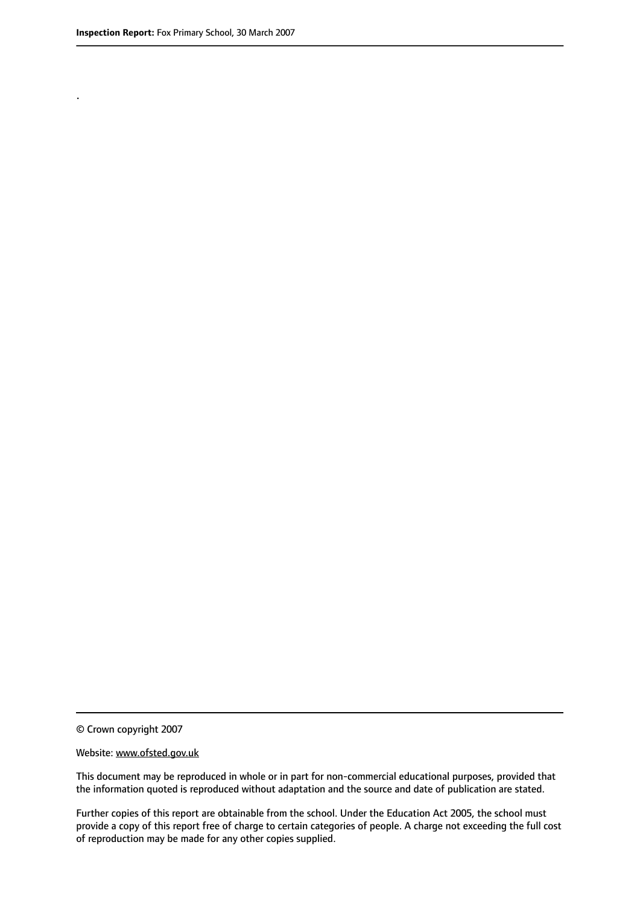.

© Crown copyright 2007

Website: www.ofsted.gov.uk

This document may be reproduced in whole or in part for non-commercial educational purposes, provided that the information quoted is reproduced without adaptation and the source and date of publication are stated.

Further copies of this report are obtainable from the school. Under the Education Act 2005, the school must provide a copy of this report free of charge to certain categories of people. A charge not exceeding the full cost of reproduction may be made for any other copies supplied.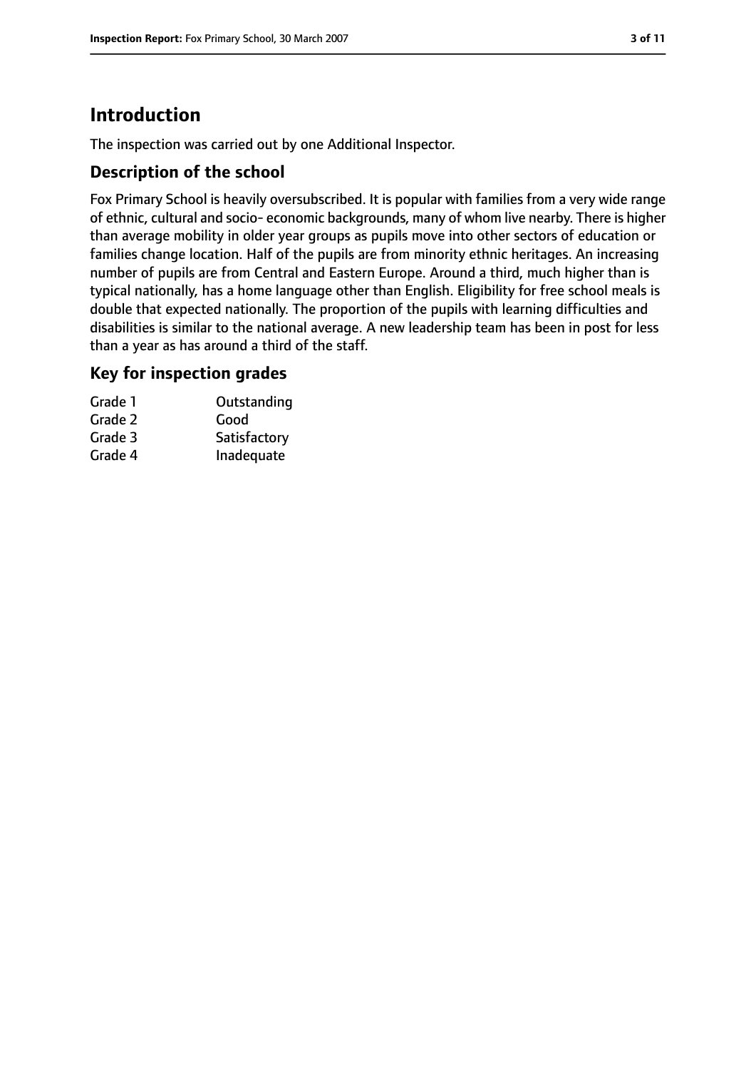# Introduction

The inspection was carried out by one Additional Inspector.

## Description of the school

Fox Primary School is heavily oversubscribed. It is popular with families from a very wide range of ethnic, cultural and socio- economic backgrounds, many of whom live nearby. There is higher than average mobility in older year groups as pupils move into other sectors of education or families change location. Half of the pupils are from minority ethnic heritages. An increasing number of pupils are from Central and Eastern Europe. Around a third, much higher than is typical nationally, has a home language other than English. Eligibility for free school meals is double that expected nationally. The proportion of the pupils with learning difficulties and disabilities is similar to the national average. A new leadership team has been in post for less than a year as has around a third of the staff.

## Key for inspection grades

| | |
|---|---|
| Grade 1 | Outstanding |
| Grade 2 | Good |
| Grade 3 | Satisfactory |
| Grade 4 | Inadequate |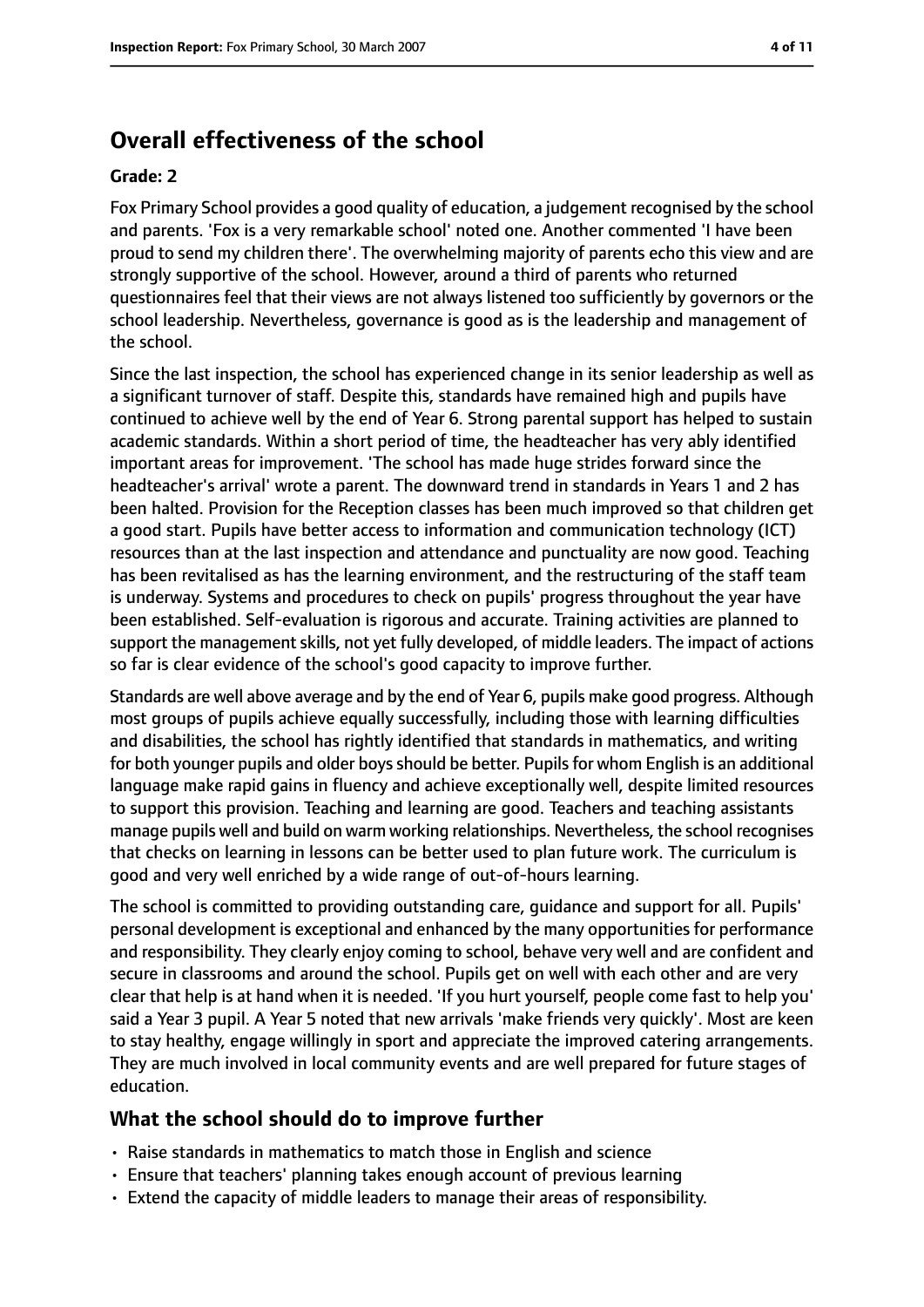## Overall effectiveness of the school

**Grade: 2**

Fox Primary School provides a good quality of education, a judgement recognised by the school and parents. 'Fox is a very remarkable school' noted one. Another commented 'I have been proud to send my children there'. The overwhelming majority of parents echo this view and are strongly supportive of the school. However, around a third of parents who returned questionnaires feel that their views are not always listened too sufficiently by governors or the school leadership. Nevertheless, governance is good as is the leadership and management of the school.

Since the last inspection, the school has experienced change in its senior leadership as well as a significant turnover of staff. Despite this, standards have remained high and pupils have continued to achieve well by the end of Year 6. Strong parental support has helped to sustain academic standards. Within a short period of time, the headteacher has very ably identified important areas for improvement. 'The school has made huge strides forward since the headteacher's arrival' wrote a parent. The downward trend in standards in Years 1 and 2 has been halted. Provision for the Reception classes has been much improved so that children get a good start. Pupils have better access to information and communication technology (ICT) resources than at the last inspection and attendance and punctuality are now good. Teaching has been revitalised as has the learning environment, and the restructuring of the staff team is underway. Systems and procedures to check on pupils' progress throughout the year have been established. Self-evaluation is rigorous and accurate. Training activities are planned to support the management skills, not yet fully developed, of middle leaders. The impact of actions so far is clear evidence of the school's good capacity to improve further.

Standards are well above average and by the end of Year 6, pupils make good progress. Although most groups of pupils achieve equally successfully, including those with learning difficulties and disabilities, the school has rightly identified that standards in mathematics, and writing for both younger pupils and older boys should be better. Pupils for whom English is an additional language make rapid gains in fluency and achieve exceptionally well, despite limited resources to support this provision. Teaching and learning are good. Teachers and teaching assistants manage pupils well and build on warm working relationships. Nevertheless, the school recognises that checks on learning in lessons can be better used to plan future work. The curriculum is good and very well enriched by a wide range of out-of-hours learning.

The school is committed to providing outstanding care, guidance and support for all. Pupils' personal development is exceptional and enhanced by the many opportunities for performance and responsibility. They clearly enjoy coming to school, behave very well and are confident and secure in classrooms and around the school. Pupils get on well with each other and are very clear that help is at hand when it is needed. 'If you hurt yourself, people come fast to help you' said a Year 3 pupil. A Year 5 noted that new arrivals 'make friends very quickly'. Most are keen to stay healthy, engage willingly in sport and appreciate the improved catering arrangements. They are much involved in local community events and are well prepared for future stages of education.

### What the school should do to improve further

- Raise standards in mathematics to match those in English and science
- Ensure that teachers' planning takes enough account of previous learning
- Extend the capacity of middle leaders to manage their areas of responsibility.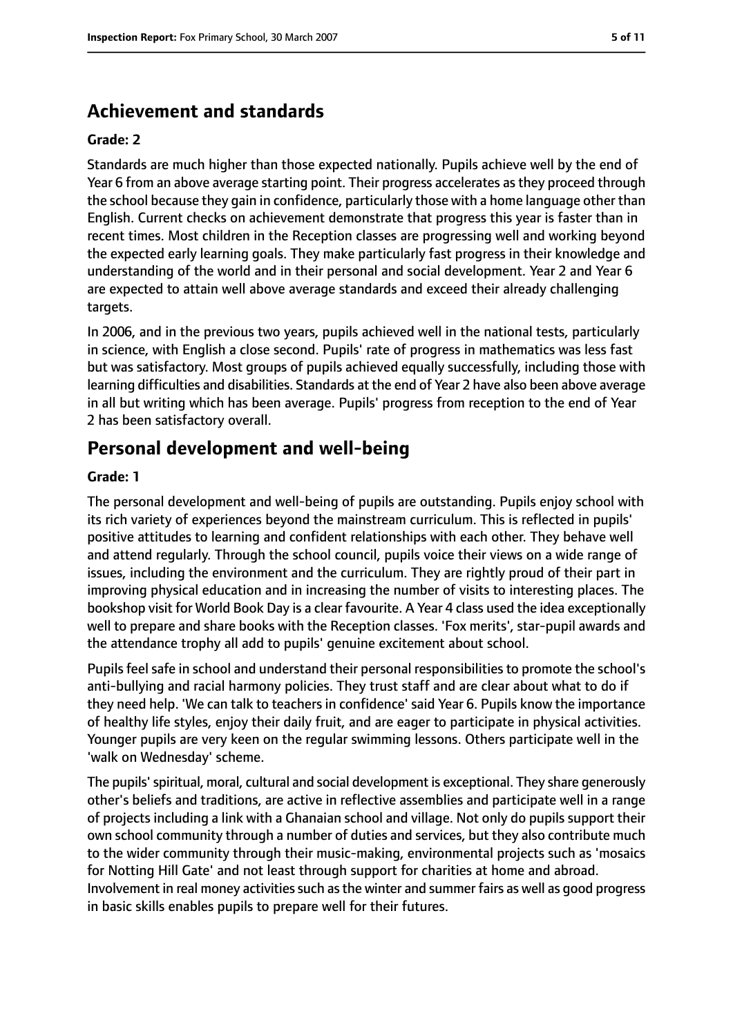## Achievement and standards

**Grade: 2**

Standards are much higher than those expected nationally. Pupils achieve well by the end of Year 6 from an above average starting point. Their progress accelerates as they proceed through the school because they gain in confidence, particularly those with a home language other than English. Current checks on achievement demonstrate that progress this year is faster than in recent times. Most children in the Reception classes are progressing well and working beyond the expected early learning goals. They make particularly fast progress in their knowledge and understanding of the world and in their personal and social development. Year 2 and Year 6 are expected to attain well above average standards and exceed their already challenging targets.

In 2006, and in the previous two years, pupils achieved well in the national tests, particularly in science, with English a close second. Pupils' rate of progress in mathematics was less fast but was satisfactory. Most groups of pupils achieved equally successfully, including those with learning difficulties and disabilities. Standards at the end of Year 2 have also been above average in all but writing which has been average. Pupils' progress from reception to the end of Year 2 has been satisfactory overall.

## Personal development and well-being

**Grade: 1**

The personal development and well-being of pupils are outstanding. Pupils enjoy school with its rich variety of experiences beyond the mainstream curriculum. This is reflected in pupils' positive attitudes to learning and confident relationships with each other. They behave well and attend regularly. Through the school council, pupils voice their views on a wide range of issues, including the environment and the curriculum. They are rightly proud of their part in improving physical education and in increasing the number of visits to interesting places. The bookshop visit for World Book Day is a clear favourite. A Year 4 class used the idea exceptionally well to prepare and share books with the Reception classes. 'Fox merits', star-pupil awards and the attendance trophy all add to pupils' genuine excitement about school.

Pupils feel safe in school and understand their personal responsibilities to promote the school's anti-bullying and racial harmony policies. They trust staff and are clear about what to do if they need help. 'We can talk to teachers in confidence' said Year 6. Pupils know the importance of healthy life styles, enjoy their daily fruit, and are eager to participate in physical activities. Younger pupils are very keen on the regular swimming lessons. Others participate well in the 'walk on Wednesday' scheme.

The pupils' spiritual, moral, cultural and social development is exceptional. They share generously other's beliefs and traditions, are active in reflective assemblies and participate well in a range of projects including a link with a Ghanaian school and village. Not only do pupils support their own school community through a number of duties and services, but they also contribute much to the wider community through their music-making, environmental projects such as 'mosaics for Notting Hill Gate' and not least through support for charities at home and abroad. Involvement in real money activities such as the winter and summer fairs as well as good progress in basic skills enables pupils to prepare well for their futures.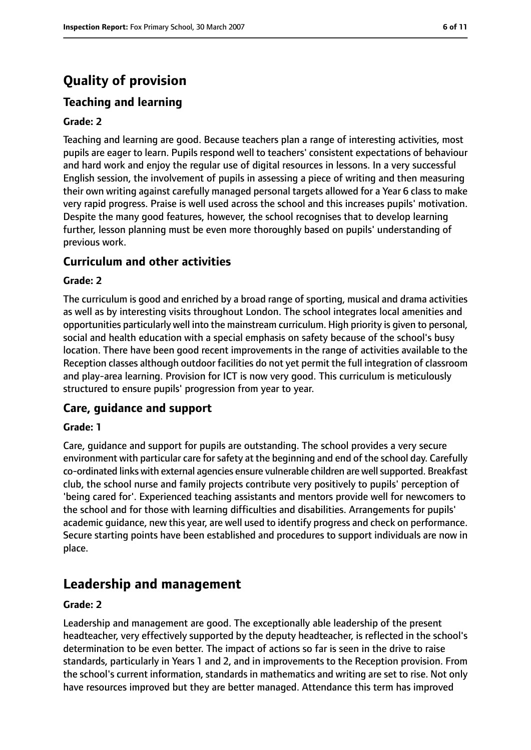# Quality of provision

## Teaching and learning

**Grade: 2**

Teaching and learning are good. Because teachers plan a range of interesting activities, most pupils are eager to learn. Pupils respond well to teachers' consistent expectations of behaviour and hard work and enjoy the regular use of digital resources in lessons. In a very successful English session, the involvement of pupils in assessing a piece of writing and then measuring their own writing against carefully managed personal targets allowed for a Year 6 class to make very rapid progress. Praise is well used across the school and this increases pupils' motivation. Despite the many good features, however, the school recognises that to develop learning further, lesson planning must be even more thoroughly based on pupils' understanding of previous work.

## Curriculum and other activities

**Grade: 2**

The curriculum is good and enriched by a broad range of sporting, musical and drama activities as well as by interesting visits throughout London. The school integrates local amenities and opportunities particularly well into the mainstream curriculum. High priority is given to personal, social and health education with a special emphasis on safety because of the school's busy location. There have been good recent improvements in the range of activities available to the Reception classes although outdoor facilities do not yet permit the full integration of classroom and play-area learning. Provision for ICT is now very good. This curriculum is meticulously structured to ensure pupils' progression from year to year.

## Care, guidance and support

**Grade: 1**

Care, guidance and support for pupils are outstanding. The school provides a very secure environment with particular care for safety at the beginning and end of the school day. Carefully co-ordinated links with external agencies ensure vulnerable children are well supported. Breakfast club, the school nurse and family projects contribute very positively to pupils' perception of 'being cared for'. Experienced teaching assistants and mentors provide well for newcomers to the school and for those with learning difficulties and disabilities. Arrangements for pupils' academic guidance, new this year, are well used to identify progress and check on performance. Secure starting points have been established and procedures to support individuals are now in place.

# Leadership and management

**Grade: 2**

Leadership and management are good. The exceptionally able leadership of the present headteacher, very effectively supported by the deputy headteacher, is reflected in the school's determination to be even better. The impact of actions so far is seen in the drive to raise standards, particularly in Years 1 and 2, and in improvements to the Reception provision. From the school's current information, standards in mathematics and writing are set to rise. Not only have resources improved but they are better managed. Attendance this term has improved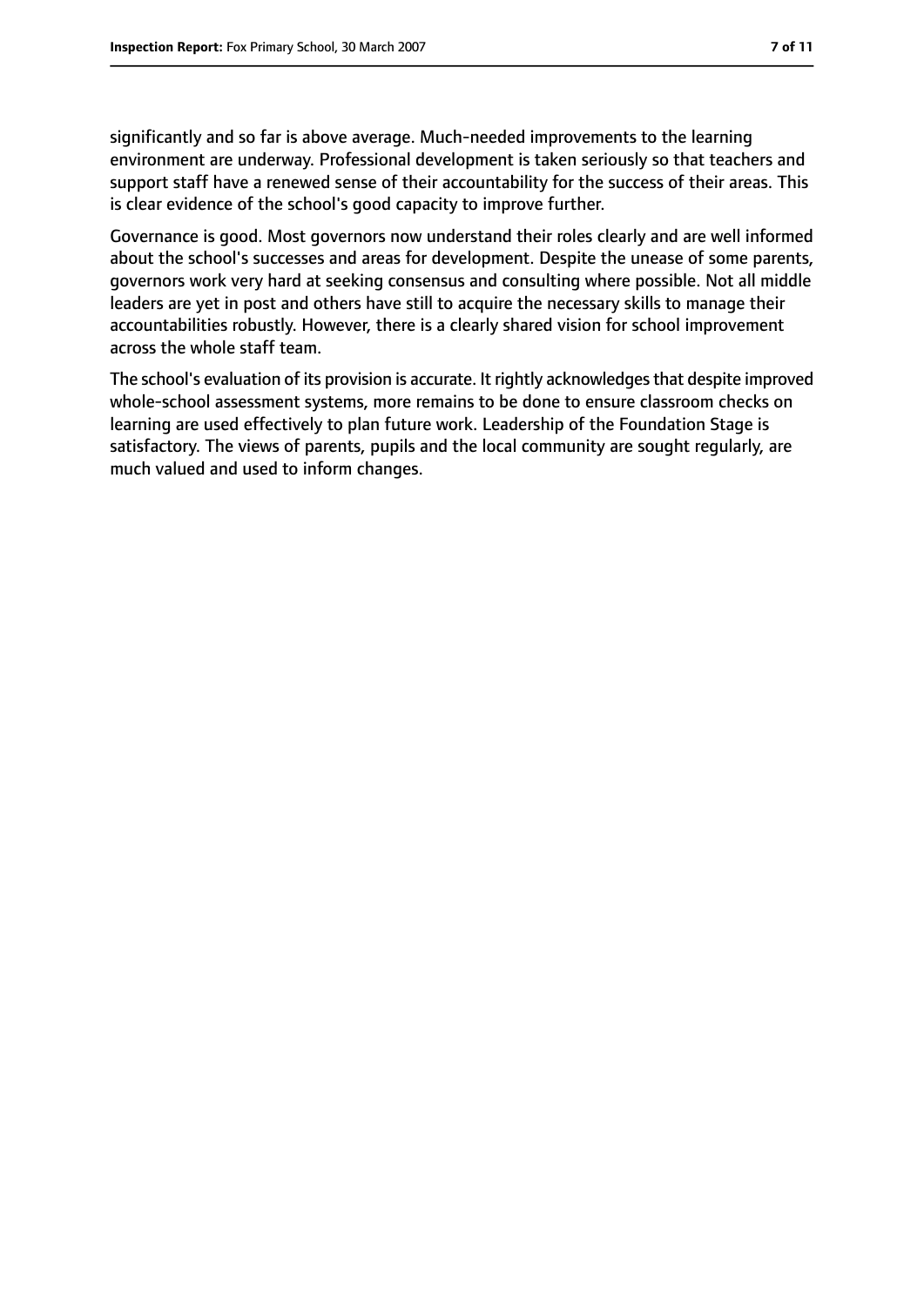significantly and so far is above average. Much-needed improvements to the learning environment are underway. Professional development is taken seriously so that teachers and support staff have a renewed sense of their accountability for the success of their areas. This is clear evidence of the school's good capacity to improve further.

Governance is good. Most governors now understand their roles clearly and are well informed about the school's successes and areas for development. Despite the unease of some parents, governors work very hard at seeking consensus and consulting where possible. Not all middle leaders are yet in post and others have still to acquire the necessary skills to manage their accountabilities robustly. However, there is a clearly shared vision for school improvement across the whole staff team.

The school's evaluation of its provision is accurate. It rightly acknowledges that despite improved whole-school assessment systems, more remains to be done to ensure classroom checks on learning are used effectively to plan future work. Leadership of the Foundation Stage is satisfactory. The views of parents, pupils and the local community are sought regularly, are much valued and used to inform changes.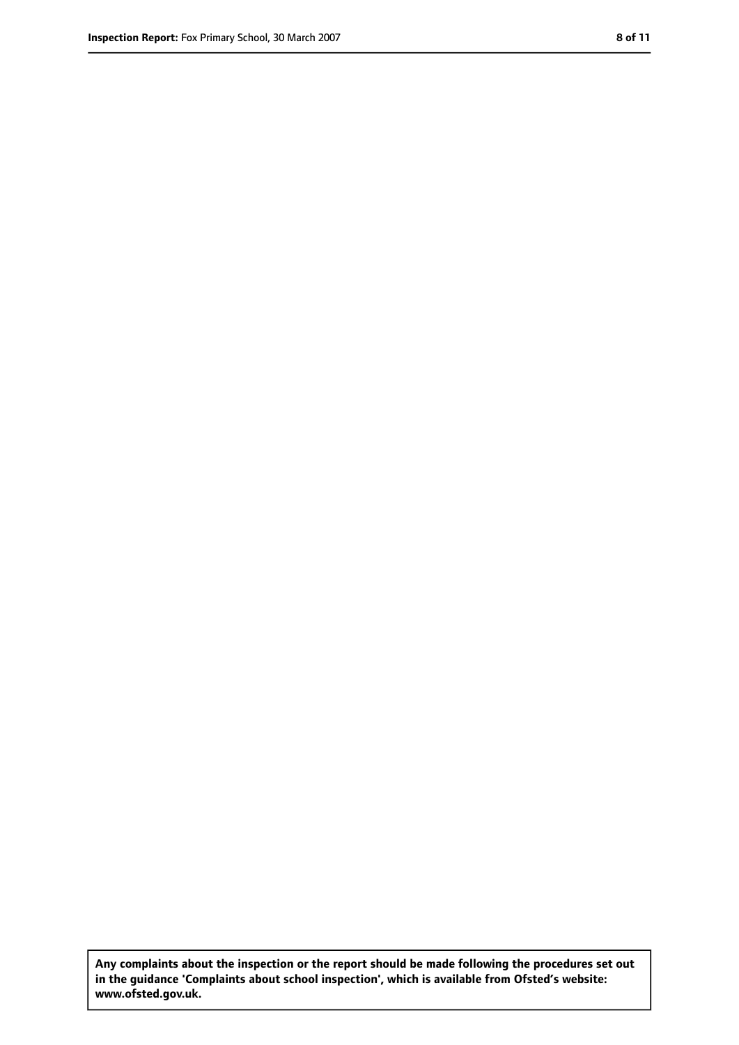**Any complaints about the inspection or the report should be made following the procedures set out in the guidance 'Complaints about school inspection', which is available from Ofsted's website: www.ofsted.gov.uk.**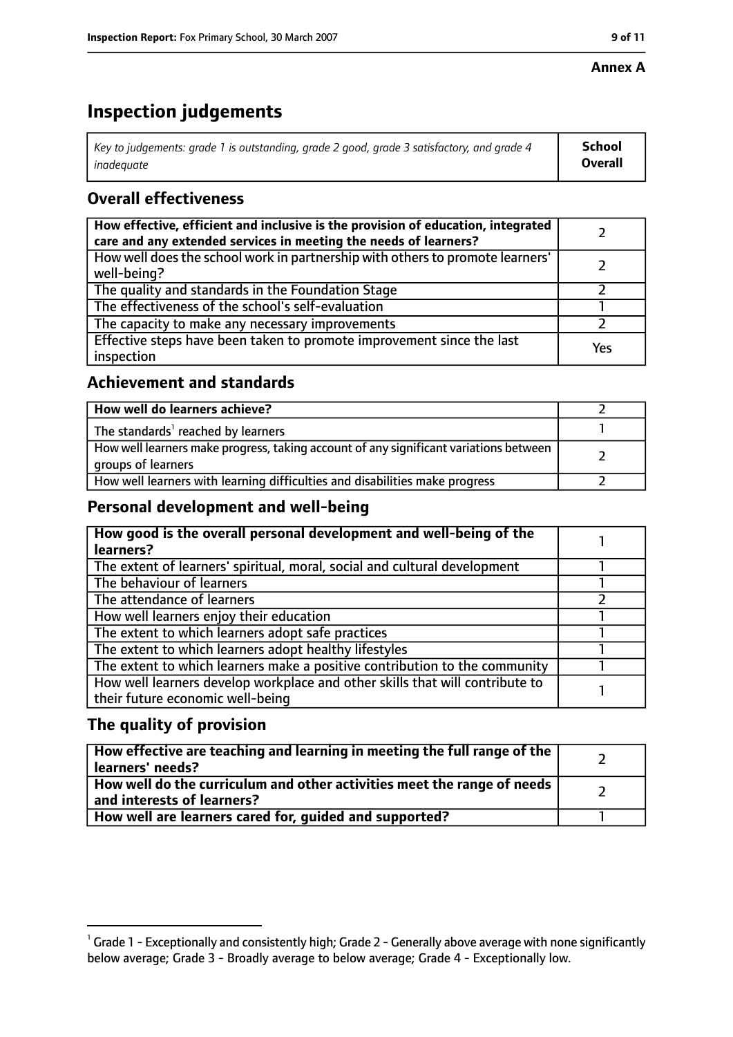**Annex A**

# Inspection judgements

| *Key to judgements: grade 1 is outstanding, grade 2 good, grade 3 satisfactory, and grade 4 inadequate* | **School Overall** |
|---|---|

## Overall effectiveness

| | |
|---|---|
| **How effective, efficient and inclusive is the provision of education, integrated care and any extended services in meeting the needs of learners?** | 2 |
| How well does the school work in partnership with others to promote learners' well-being? | 2 |
| The quality and standards in the Foundation Stage | 2 |
| The effectiveness of the school's self-evaluation | 1 |
| The capacity to make any necessary improvements | 2 |
| Effective steps have been taken to promote improvement since the last inspection | Yes |

## Achievement and standards

| | |
|---|---|
| **How well do learners achieve?** | 2 |
| The standards[1] reached by learners | 1 |
| How well learners make progress, taking account of any significant variations between groups of learners | 2 |
| How well learners with learning difficulties and disabilities make progress | 2 |

## Personal development and well-being

| | |
|---|---|
| **How good is the overall personal development and well-being of the learners?** | 1 |
| The extent of learners' spiritual, moral, social and cultural development | 1 |
| The behaviour of learners | 1 |
| The attendance of learners | 2 |
| How well learners enjoy their education | 1 |
| The extent to which learners adopt safe practices | 1 |
| The extent to which learners adopt healthy lifestyles | 1 |
| The extent to which learners make a positive contribution to the community | 1 |
| How well learners develop workplace and other skills that will contribute to their future economic well-being | 1 |

## The quality of provision

| | |
|---|---|
| **How effective are teaching and learning in meeting the full range of the learners' needs?** | 2 |
| **How well do the curriculum and other activities meet the range of needs and interests of learners?** | 2 |
| **How well are learners cared for, guided and supported?** | 1 |

[1] Grade 1 - Exceptionally and consistently high; Grade 2 - Generally above average with none significantly below average; Grade 3 - Broadly average to below average; Grade 4 - Exceptionally low.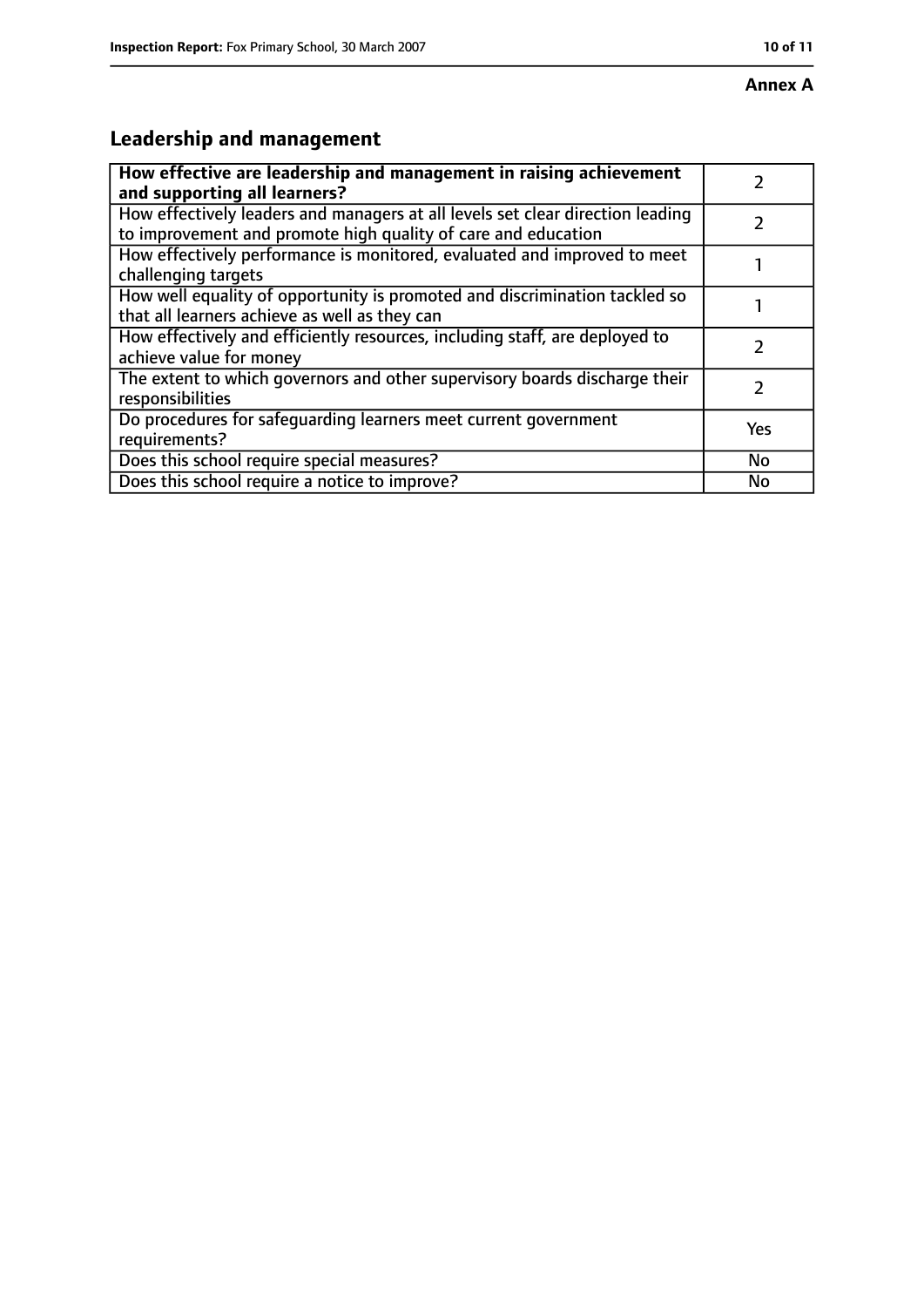**Annex A**

## Leadership and management

| **How effective are leadership and management in raising achievement and supporting all learners?** | 2 |
|---|---|
| How effectively leaders and managers at all levels set clear direction leading to improvement and promote high quality of care and education | 2 |
| How effectively performance is monitored, evaluated and improved to meet challenging targets | 1 |
| How well equality of opportunity is promoted and discrimination tackled so that all learners achieve as well as they can | 1 |
| How effectively and efficiently resources, including staff, are deployed to achieve value for money | 2 |
| The extent to which governors and other supervisory boards discharge their responsibilities | 2 |
| Do procedures for safeguarding learners meet current government requirements? | Yes |
| Does this school require special measures? | No |
| Does this school require a notice to improve? | No |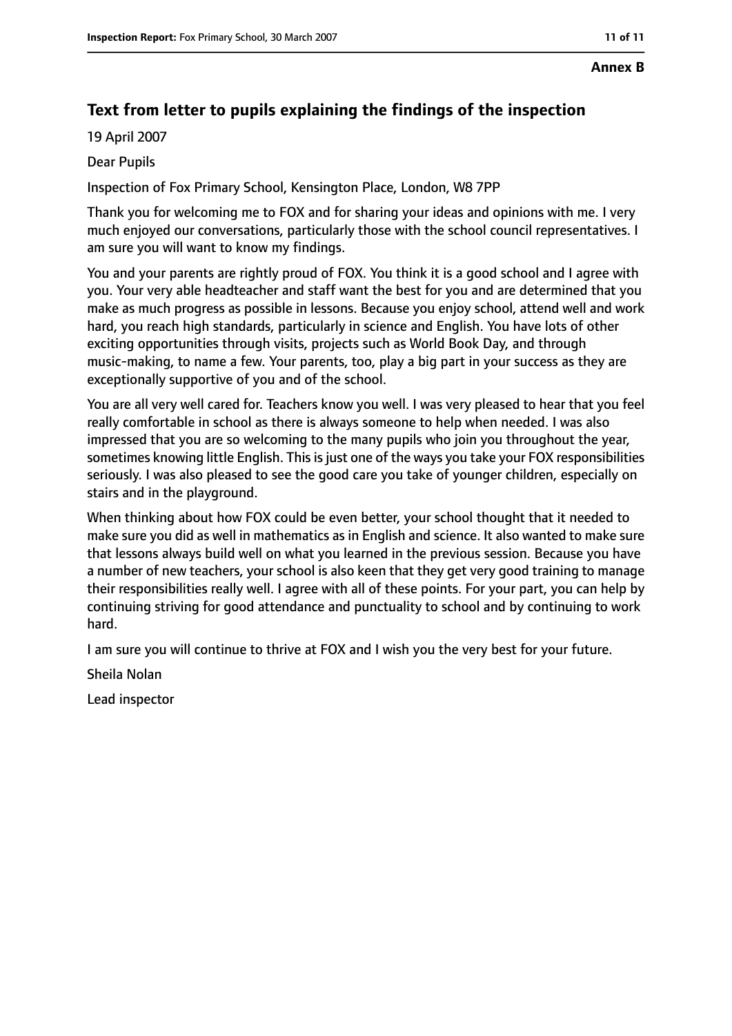**Annex B**

## Text from letter to pupils explaining the findings of the inspection

19 April 2007

Dear Pupils

Inspection of Fox Primary School, Kensington Place, London, W8 7PP

Thank you for welcoming me to FOX and for sharing your ideas and opinions with me. I very much enjoyed our conversations, particularly those with the school council representatives. I am sure you will want to know my findings.

You and your parents are rightly proud of FOX. You think it is a good school and I agree with you. Your very able headteacher and staff want the best for you and are determined that you make as much progress as possible in lessons. Because you enjoy school, attend well and work hard, you reach high standards, particularly in science and English. You have lots of other exciting opportunities through visits, projects such as World Book Day, and through music-making, to name a few. Your parents, too, play a big part in your success as they are exceptionally supportive of you and of the school.

You are all very well cared for. Teachers know you well. I was very pleased to hear that you feel really comfortable in school as there is always someone to help when needed. I was also impressed that you are so welcoming to the many pupils who join you throughout the year, sometimes knowing little English. This is just one of the ways you take your FOX responsibilities seriously. I was also pleased to see the good care you take of younger children, especially on stairs and in the playground.

When thinking about how FOX could be even better, your school thought that it needed to make sure you did as well in mathematics as in English and science. It also wanted to make sure that lessons always build well on what you learned in the previous session. Because you have a number of new teachers, your school is also keen that they get very good training to manage their responsibilities really well. I agree with all of these points. For your part, you can help by continuing striving for good attendance and punctuality to school and by continuing to work hard.

I am sure you will continue to thrive at FOX and I wish you the very best for your future.

Sheila Nolan

Lead inspector